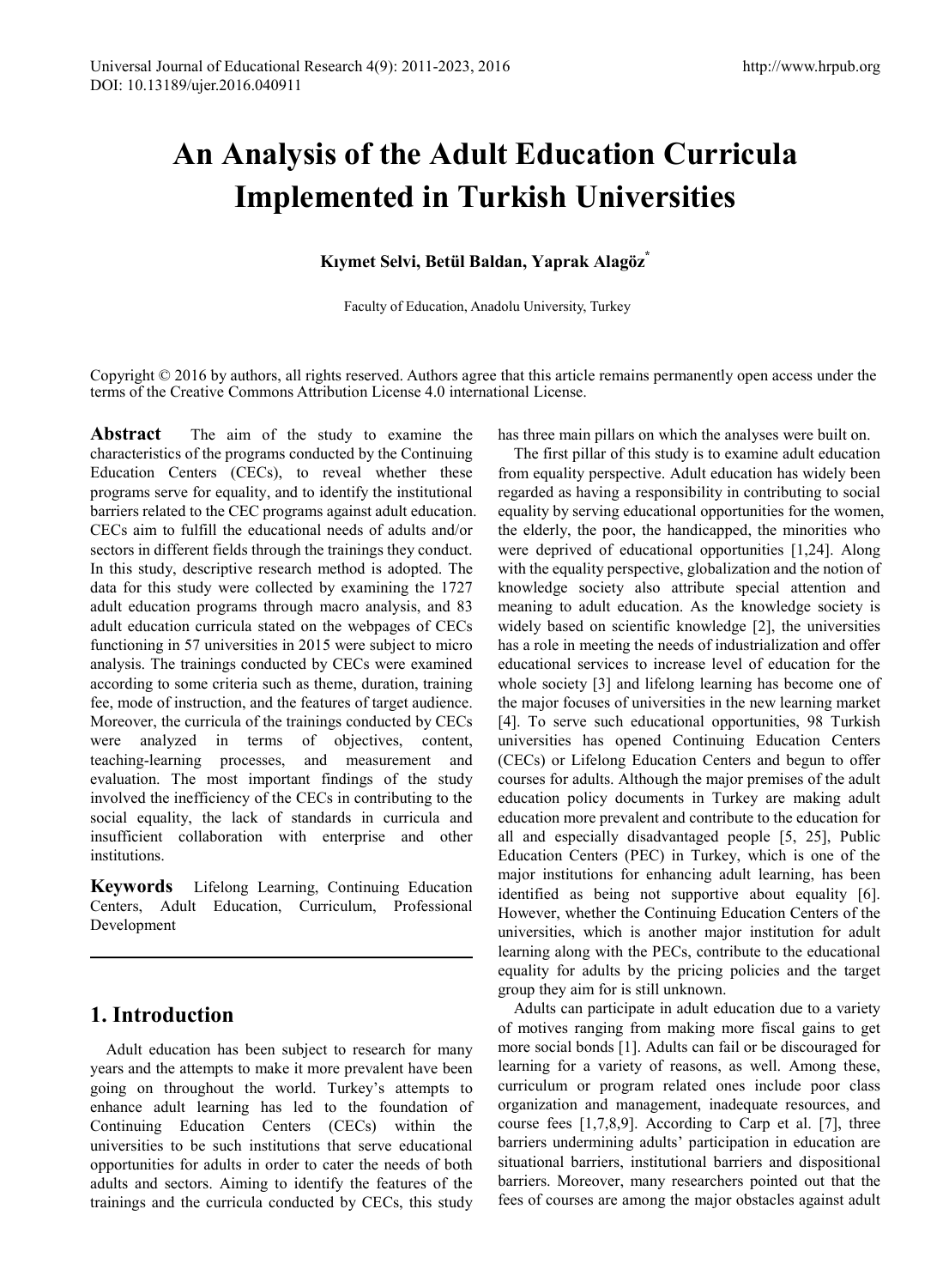# An Analysis of the Adult Education Curricula Implemented in Turkish Universities

**Kıymet Selvi, Betül Baldan, Yaprak Alagöz***

Faculty of Education, Anadolu University, Turkey

Copyright © 2016 by authors, all rights reserved. Authors agree that this article remains permanently open access under the terms of the Creative Commons Attribution License 4.0 international License.

**Abstract** The aim of the study to examine the characteristics of the programs conducted by the Continuing Education Centers (CECs), to reveal whether these programs serve for equality, and to identify the institutional barriers related to the CEC programs against adult education. CECs aim to fulfill the educational needs of adults and/or sectors in different fields through the trainings they conduct. In this study, descriptive research method is adopted. The data for this study were collected by examining the 1727 adult education programs through macro analysis, and 83 adult education curricula stated on the webpages of CECs functioning in 57 universities in 2015 were subject to micro analysis. The trainings conducted by CECs were examined according to some criteria such as theme, duration, training fee, mode of instruction, and the features of target audience. Moreover, the curricula of the trainings conducted by CECs were analyzed in terms of objectives, content, teaching-learning processes, and measurement and evaluation. The most important findings of the study involved the inefficiency of the CECs in contributing to the social equality, the lack of standards in curricula and insufficient collaboration with enterprise and other institutions.

**Keywords** Lifelong Learning, Continuing Education Centers, Adult Education, Curriculum, Professional Development

## 1. Introduction

Adult education has been subject to research for many years and the attempts to make it more prevalent have been going on throughout the world. Turkey's attempts to enhance adult learning has led to the foundation of Continuing Education Centers (CECs) within the universities to be such institutions that serve educational opportunities for adults in order to cater the needs of both adults and sectors. Aiming to identify the features of the trainings and the curricula conducted by CECs, this study has three main pillars on which the analyses were built on.

The first pillar of this study is to examine adult education from equality perspective. Adult education has widely been regarded as having a responsibility in contributing to social equality by serving educational opportunities for the women, the elderly, the poor, the handicapped, the minorities who were deprived of educational opportunities [1,24]. Along with the equality perspective, globalization and the notion of knowledge society also attribute special attention and meaning to adult education. As the knowledge society is widely based on scientific knowledge [2], the universities has a role in meeting the needs of industrialization and offer educational services to increase level of education for the whole society [3] and lifelong learning has become one of the major focuses of universities in the new learning market [4]. To serve such educational opportunities, 98 Turkish universities has opened Continuing Education Centers (CECs) or Lifelong Education Centers and begun to offer courses for adults. Although the major premises of the adult education policy documents in Turkey are making adult education more prevalent and contribute to the education for all and especially disadvantaged people [5, 25], Public Education Centers (PEC) in Turkey, which is one of the major institutions for enhancing adult learning, has been identified as being not supportive about equality [6]. However, whether the Continuing Education Centers of the universities, which is another major institution for adult learning along with the PECs, contribute to the educational equality for adults by the pricing policies and the target group they aim for is still unknown.

Adults can participate in adult education due to a variety of motives ranging from making more fiscal gains to get more social bonds [1]. Adults can fail or be discouraged for learning for a variety of reasons, as well. Among these, curriculum or program related ones include poor class organization and management, inadequate resources, and course fees [1,7,8,9]. According to Carp et al. [7], three barriers undermining adults' participation in education are situational barriers, institutional barriers and dispositional barriers. Moreover, many researchers pointed out that the fees of courses are among the major obstacles against adult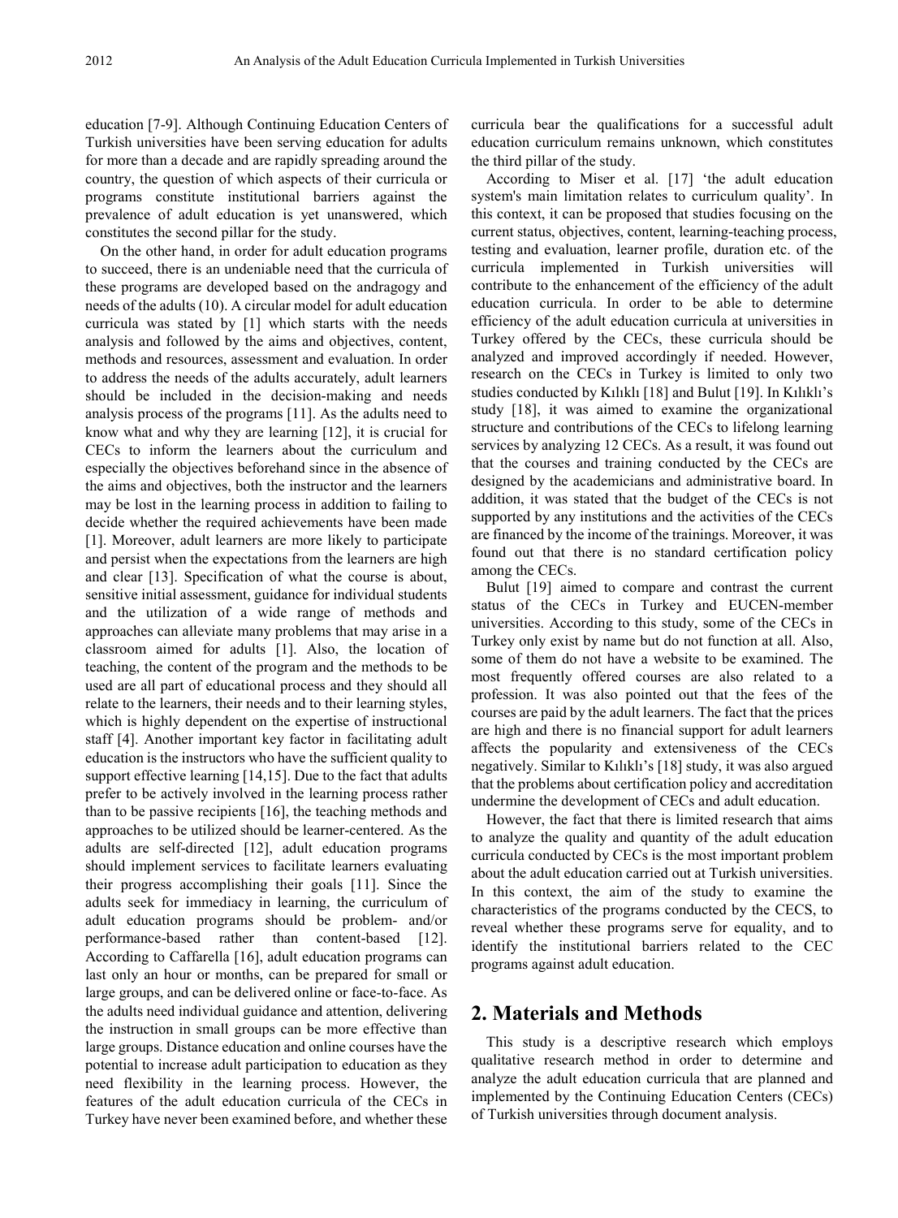education [7-9]. Although Continuing Education Centers of Turkish universities have been serving education for adults for more than a decade and are rapidly spreading around the country, the question of which aspects of their curricula or programs constitute institutional barriers against the prevalence of adult education is yet unanswered, which constitutes the second pillar for the study.

On the other hand, in order for adult education programs to succeed, there is an undeniable need that the curricula of these programs are developed based on the andragogy and needs of the adults (10). A circular model for adult education curricula was stated by [1] which starts with the needs analysis and followed by the aims and objectives, content, methods and resources, assessment and evaluation. In order to address the needs of the adults accurately, adult learners should be included in the decision-making and needs analysis process of the programs [11]. As the adults need to know what and why they are learning [12], it is crucial for CECs to inform the learners about the curriculum and especially the objectives beforehand since in the absence of the aims and objectives, both the instructor and the learners may be lost in the learning process in addition to failing to decide whether the required achievements have been made [1]. Moreover, adult learners are more likely to participate and persist when the expectations from the learners are high and clear [13]. Specification of what the course is about, sensitive initial assessment, guidance for individual students and the utilization of a wide range of methods and approaches can alleviate many problems that may arise in a classroom aimed for adults [1]. Also, the location of teaching, the content of the program and the methods to be used are all part of educational process and they should all relate to the learners, their needs and to their learning styles, which is highly dependent on the expertise of instructional staff [4]. Another important key factor in facilitating adult education is the instructors who have the sufficient quality to support effective learning [14,15]. Due to the fact that adults prefer to be actively involved in the learning process rather than to be passive recipients [16], the teaching methods and approaches to be utilized should be learner-centered. As the adults are self-directed [12], adult education programs should implement services to facilitate learners evaluating their progress accomplishing their goals [11]. Since the adults seek for immediacy in learning, the curriculum of adult education programs should be problem- and/or performance-based rather than content-based [12]. According to Caffarella [16], adult education programs can last only an hour or months, can be prepared for small or large groups, and can be delivered online or face-to-face. As the adults need individual guidance and attention, delivering the instruction in small groups can be more effective than large groups. Distance education and online courses have the potential to increase adult participation to education as they need flexibility in the learning process. However, the features of the adult education curricula of the CECs in Turkey have never been examined before, and whether these curricula bear the qualifications for a successful adult education curriculum remains unknown, which constitutes the third pillar of the study.

According to Miser et al. [17] 'the adult education system's main limitation relates to curriculum quality'. In this context, it can be proposed that studies focusing on the current status, objectives, content, learning-teaching process, testing and evaluation, learner profile, duration etc. of the curricula implemented in Turkish universities will contribute to the enhancement of the efficiency of the adult education curricula. In order to be able to determine efficiency of the adult education curricula at universities in Turkey offered by the CECs, these curricula should be analyzed and improved accordingly if needed. However, research on the CECs in Turkey is limited to only two studies conducted by Kılıklı [18] and Bulut [19]. In Kılıklı's study [18], it was aimed to examine the organizational structure and contributions of the CECs to lifelong learning services by analyzing 12 CECs. As a result, it was found out that the courses and training conducted by the CECs are designed by the academicians and administrative board. In addition, it was stated that the budget of the CECs is not supported by any institutions and the activities of the CECs are financed by the income of the trainings. Moreover, it was found out that there is no standard certification policy among the CECs.

Bulut [19] aimed to compare and contrast the current status of the CECs in Turkey and EUCEN-member universities. According to this study, some of the CECs in Turkey only exist by name but do not function at all. Also, some of them do not have a website to be examined. The most frequently offered courses are also related to a profession. It was also pointed out that the fees of the courses are paid by the adult learners. The fact that the prices are high and there is no financial support for adult learners affects the popularity and extensiveness of the CECs negatively. Similar to Kılıklı's [18] study, it was also argued that the problems about certification policy and accreditation undermine the development of CECs and adult education.

However, the fact that there is limited research that aims to analyze the quality and quantity of the adult education curricula conducted by CECs is the most important problem about the adult education carried out at Turkish universities. In this context, the aim of the study to examine the characteristics of the programs conducted by the CECS, to reveal whether these programs serve for equality, and to identify the institutional barriers related to the CEC programs against adult education.

## 2. Materials and Methods

This study is a descriptive research which employs qualitative research method in order to determine and analyze the adult education curricula that are planned and implemented by the Continuing Education Centers (CECs) of Turkish universities through document analysis.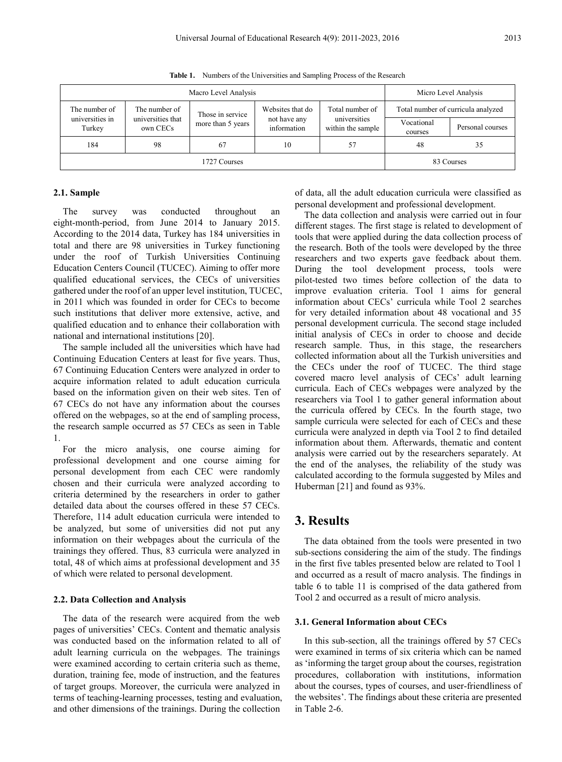**Table 1.** Numbers of the Universities and Sampling Process of the Research

| Macro Level Analysis | | | | | Micro Level Analysis | |
|---|---|---|---|---|---|---|
| The number of universities in Turkey | The number of universities that own CECs | Those in service more than 5 years | Websites that do not have any information | Total number of universities within the sample | Total number of curricula analyzed | |
| | | | | | Vocational courses | Personal courses |
| 184 | 98 | 67 | 10 | 57 | 48 | 35 |
| 1727 Courses | | | | | 83 Courses | |

### 2.1. Sample

The survey was conducted throughout an eight-month-period, from June 2014 to January 2015. According to the 2014 data, Turkey has 184 universities in total and there are 98 universities in Turkey functioning under the roof of Turkish Universities Continuing Education Centers Council (TUCEC). Aiming to offer more qualified educational services, the CECs of universities gathered under the roof of an upper level institution, TUCEC, in 2011 which was founded in order for CECs to become such institutions that deliver more extensive, active, and qualified education and to enhance their collaboration with national and international institutions [20].

The sample included all the universities which have had Continuing Education Centers at least for five years. Thus, 67 Continuing Education Centers were analyzed in order to acquire information related to adult education curricula based on the information given on their web sites. Ten of 67 CECs do not have any information about the courses offered on the webpages, so at the end of sampling process, the research sample occurred as 57 CECs as seen in Table 1.

For the micro analysis, one course aiming for professional development and one course aiming for personal development from each CEC were randomly chosen and their curricula were analyzed according to criteria determined by the researchers in order to gather detailed data about the courses offered in these 57 CECs. Therefore, 114 adult education curricula were intended to be analyzed, but some of universities did not put any information on their webpages about the curricula of the trainings they offered. Thus, 83 curricula were analyzed in total, 48 of which aims at professional development and 35 of which were related to personal development.

### 2.2. Data Collection and Analysis

The data of the research were acquired from the web pages of universities' CECs. Content and thematic analysis was conducted based on the information related to all of adult learning curricula on the webpages. The trainings were examined according to certain criteria such as theme, duration, training fee, mode of instruction, and the features of target groups. Moreover, the curricula were analyzed in terms of teaching-learning processes, testing and evaluation, and other dimensions of the trainings. During the collection of data, all the adult education curricula were classified as personal development and professional development.

The data collection and analysis were carried out in four different stages. The first stage is related to development of tools that were applied during the data collection process of the research. Both of the tools were developed by the three researchers and two experts gave feedback about them. During the tool development process, tools were pilot-tested two times before collection of the data to improve evaluation criteria. Tool 1 aims for general information about CECs' curricula while Tool 2 searches for very detailed information about 48 vocational and 35 personal development curricula. The second stage included initial analysis of CECs in order to choose and decide research sample. Thus, in this stage, the researchers collected information about all the Turkish universities and the CECs under the roof of TUCEC. The third stage covered macro level analysis of CECs' adult learning curricula. Each of CECs webpages were analyzed by the researchers via Tool 1 to gather general information about the curricula offered by CECs. In the fourth stage, two sample curricula were selected for each of CECs and these curricula were analyzed in depth via Tool 2 to find detailed information about them. Afterwards, thematic and content analysis were carried out by the researchers separately. At the end of the analyses, the reliability of the study was calculated according to the formula suggested by Miles and Huberman [21] and found as 93%.

## 3. Results

The data obtained from the tools were presented in two sub-sections considering the aim of the study. The findings in the first five tables presented below are related to Tool 1 and occurred as a result of macro analysis. The findings in table 6 to table 11 is comprised of the data gathered from Tool 2 and occurred as a result of micro analysis.

### 3.1. General Information about CECs

In this sub-section, all the trainings offered by 57 CECs were examined in terms of six criteria which can be named as 'informing the target group about the courses, registration procedures, collaboration with institutions, information about the courses, types of courses, and user-friendliness of the websites'. The findings about these criteria are presented in Table 2-6.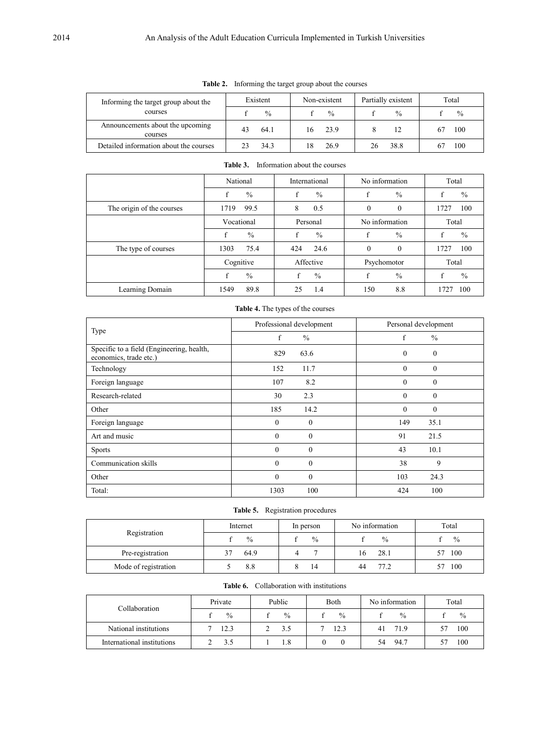**Table 2.** Informing the target group about the courses

| Informing the target group about the courses | Existent | | Non-existent | | Partially existent | | Total | |
|---|---|---|---|---|---|---|---|---|
| | f | % | f | % | f | % | f | % |
| Announcements about the upcoming courses | 43 | 64.1 | 16 | 23.9 | 8 | 12 | 67 | 100 |
| Detailed information about the courses | 23 | 34.3 | 18 | 26.9 | 26 | 38.8 | 67 | 100 |

**Table 3.** Information about the courses

| | National | | International | | No information | | Total | |
|---|---|---|---|---|---|---|---|---|
| | f | % | f | % | f | % | f | % |
| The origin of the courses | 1719 | 99.5 | 8 | 0.5 | 0 | 0 | 1727 | 100 |
| | Vocational | | Personal | | No information | | Total | |
| | f | % | f | % | f | % | f | % |
| The type of courses | 1303 | 75.4 | 424 | 24.6 | 0 | 0 | 1727 | 100 |
| | Cognitive | | Affective | | Psychomotor | | Total | |
| | f | % | f | % | f | % | f | % |
| Learning Domain | 1549 | 89.8 | 25 | 1.4 | 150 | 8.8 | 1727 | 100 |

**Table 4.** The types of the courses

| Type | Professional development | | Personal development | |
|---|---|---|---|---|
| | f | % | f | % |
| Specific to a field (Engineering, health, economics, trade etc.) | 829 | 63.6 | 0 | 0 |
| Technology | 152 | 11.7 | 0 | 0 |
| Foreign language | 107 | 8.2 | 0 | 0 |
| Research-related | 30 | 2.3 | 0 | 0 |
| Other | 185 | 14.2 | 0 | 0 |
| Foreign language | 0 | 0 | 149 | 35.1 |
| Art and music | 0 | 0 | 91 | 21.5 |
| Sports | 0 | 0 | 43 | 10.1 |
| Communication skills | 0 | 0 | 38 | 9 |
| Other | 0 | 0 | 103 | 24.3 |
| Total: | 1303 | 100 | 424 | 100 |

**Table 5.** Registration procedures

| Registration | Internet | | In person | | No information | | Total | |
|---|---|---|---|---|---|---|---|---|
| | f | % | f | % | f | % | f | % |
| Pre-registration | 37 | 64.9 | 4 | 7 | 16 | 28.1 | 57 | 100 |
| Mode of registration | 5 | 8.8 | 8 | 14 | 44 | 77.2 | 57 | 100 |

**Table 6.** Collaboration with institutions

| Collaboration | Private | | Public | | Both | | No information | | Total | |
|---|---|---|---|---|---|---|---|---|---|---|
| | f | % | f | % | f | % | f | % | f | % |
| National institutions | 7 | 12.3 | 2 | 3.5 | 7 | 12.3 | 41 | 71.9 | 57 | 100 |
| International institutions | 2 | 3.5 | 1 | 1.8 | 0 | 0 | 54 | 94.7 | 57 | 100 |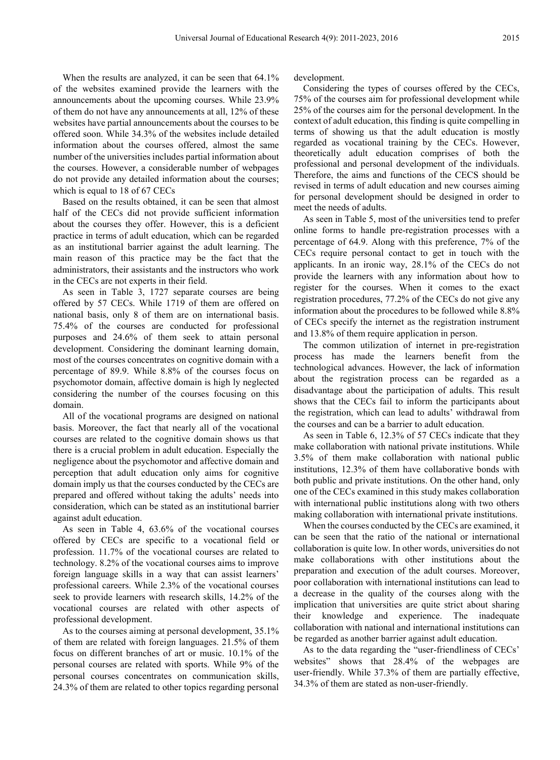When the results are analyzed, it can be seen that 64.1% of the websites examined provide the learners with the announcements about the upcoming courses. While 23.9% of them do not have any announcements at all, 12% of these websites have partial announcements about the courses to be offered soon. While 34.3% of the websites include detailed information about the courses offered, almost the same number of the universities includes partial information about the courses. However, a considerable number of webpages do not provide any detailed information about the courses; which is equal to 18 of 67 CECs

Based on the results obtained, it can be seen that almost half of the CECs did not provide sufficient information about the courses they offer. However, this is a deficient practice in terms of adult education, which can be regarded as an institutional barrier against the adult learning. The main reason of this practice may be the fact that the administrators, their assistants and the instructors who work in the CECs are not experts in their field.

As seen in Table 3, 1727 separate courses are being offered by 57 CECs. While 1719 of them are offered on national basis, only 8 of them are on international basis. 75.4% of the courses are conducted for professional purposes and 24.6% of them seek to attain personal development. Considering the dominant learning domain, most of the courses concentrates on cognitive domain with a percentage of 89.9. While 8.8% of the courses focus on psychomotor domain, affective domain is high ly neglected considering the number of the courses focusing on this domain.

All of the vocational programs are designed on national basis. Moreover, the fact that nearly all of the vocational courses are related to the cognitive domain shows us that there is a crucial problem in adult education. Especially the negligence about the psychomotor and affective domain and perception that adult education only aims for cognitive domain imply us that the courses conducted by the CECs are prepared and offered without taking the adults' needs into consideration, which can be stated as an institutional barrier against adult education.

As seen in Table 4, 63.6% of the vocational courses offered by CECs are specific to a vocational field or profession. 11.7% of the vocational courses are related to technology. 8.2% of the vocational courses aims to improve foreign language skills in a way that can assist learners' professional careers. While 2.3% of the vocational courses seek to provide learners with research skills, 14.2% of the vocational courses are related with other aspects of professional development.

As to the courses aiming at personal development, 35.1% of them are related with foreign languages. 21.5% of them focus on different branches of art or music. 10.1% of the personal courses are related with sports. While 9% of the personal courses concentrates on communication skills, 24.3% of them are related to other topics regarding personal development.

Considering the types of courses offered by the CECs, 75% of the courses aim for professional development while 25% of the courses aim for the personal development. In the context of adult education, this finding is quite compelling in terms of showing us that the adult education is mostly regarded as vocational training by the CECs. However, theoretically adult education comprises of both the professional and personal development of the individuals. Therefore, the aims and functions of the CECS should be revised in terms of adult education and new courses aiming for personal development should be designed in order to meet the needs of adults.

As seen in Table 5, most of the universities tend to prefer online forms to handle pre-registration processes with a percentage of 64.9. Along with this preference, 7% of the CECs require personal contact to get in touch with the applicants. In an ironic way, 28.1% of the CECs do not provide the learners with any information about how to register for the courses. When it comes to the exact registration procedures, 77.2% of the CECs do not give any information about the procedures to be followed while 8.8% of CECs specify the internet as the registration instrument and 13.8% of them require application in person.

The common utilization of internet in pre-registration process has made the learners benefit from the technological advances. However, the lack of information about the registration process can be regarded as a disadvantage about the participation of adults. This result shows that the CECs fail to inform the participants about the registration, which can lead to adults' withdrawal from the courses and can be a barrier to adult education.

As seen in Table 6, 12.3% of 57 CECs indicate that they make collaboration with national private institutions. While 3.5% of them make collaboration with national public institutions, 12.3% of them have collaborative bonds with both public and private institutions. On the other hand, only one of the CECs examined in this study makes collaboration with international public institutions along with two others making collaboration with international private institutions.

When the courses conducted by the CECs are examined, it can be seen that the ratio of the national or international collaboration is quite low. In other words, universities do not make collaborations with other institutions about the preparation and execution of the adult courses. Moreover, poor collaboration with international institutions can lead to a decrease in the quality of the courses along with the implication that universities are quite strict about sharing their knowledge and experience. The inadequate collaboration with national and international institutions can be regarded as another barrier against adult education.

As to the data regarding the "user-friendliness of CECs' websites" shows that 28.4% of the webpages are user-friendly. While 37.3% of them are partially effective, 34.3% of them are stated as non-user-friendly.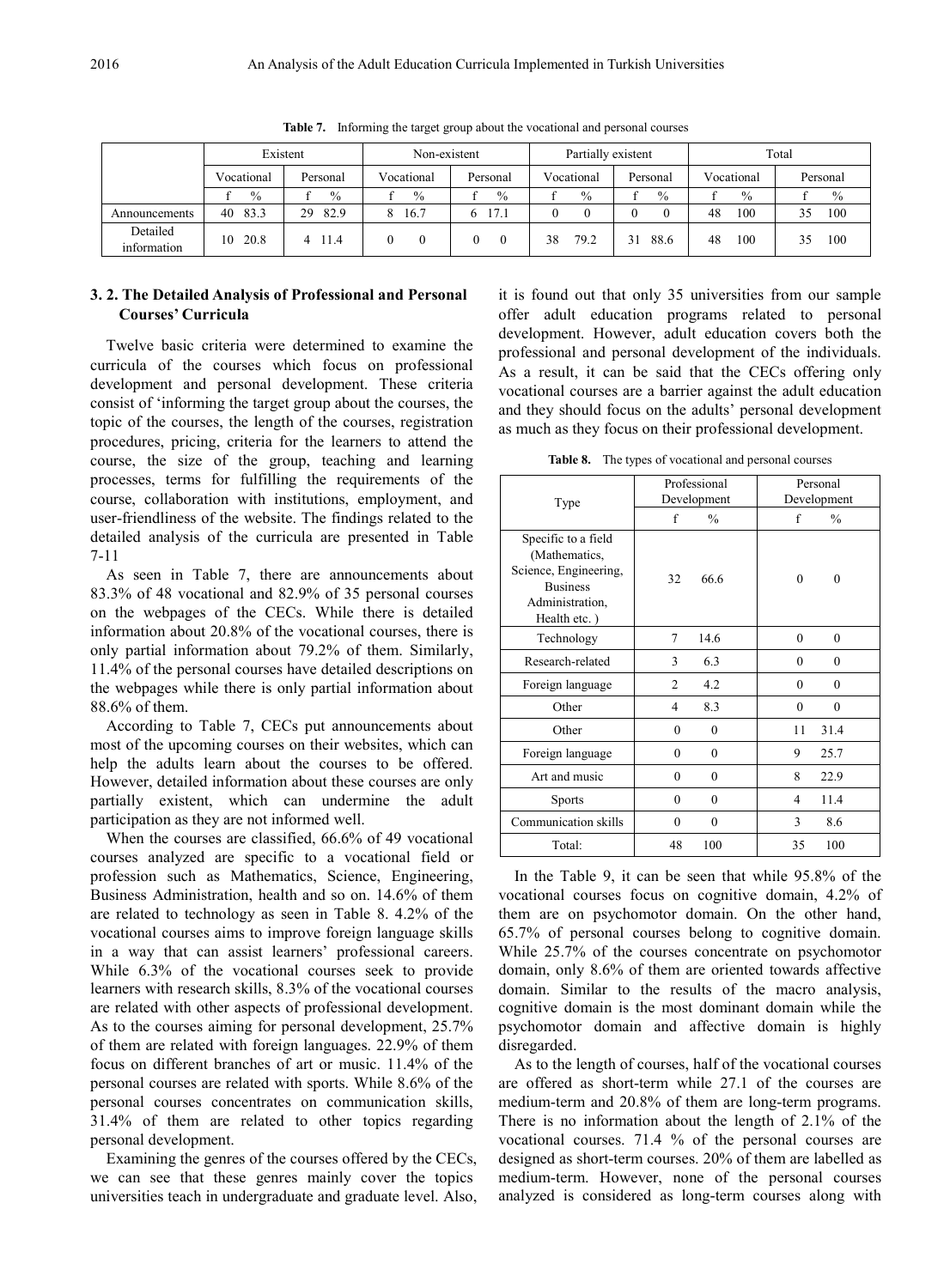**Table 7.** Informing the target group about the vocational and personal courses

| | Existent | | | | Non-existent | | | | Partially existent | | | | Total | | | |
|---|---|---|---|---|---|---|---|---|---|---|---|---|---|---|---|---|
| | Vocational | | Personal | | Vocational | | Personal | | Vocational | | Personal | | Vocational | | Personal | |
| | f | % | f | % | f | % | f | % | f | % | f | % | f | % | f | % |
| Announcements | 40 | 83.3 | 29 | 82.9 | 8 | 16.7 | 6 | 17.1 | 0 | 0 | 0 | 0 | 48 | 100 | 35 | 100 |
| Detailed information | 10 | 20.8 | 4 | 11.4 | 0 | 0 | 0 | 0 | 38 | 79.2 | 31 | 88.6 | 48 | 100 | 35 | 100 |

### 3. 2. The Detailed Analysis of Professional and Personal Courses' Curricula

Twelve basic criteria were determined to examine the curricula of the courses which focus on professional development and personal development. These criteria consist of 'informing the target group about the courses, the topic of the courses, the length of the courses, registration procedures, pricing, criteria for the learners to attend the course, the size of the group, teaching and learning processes, terms for fulfilling the requirements of the course, collaboration with institutions, employment, and user-friendliness of the website. The findings related to the detailed analysis of the curricula are presented in Table 7-11

As seen in Table 7, there are announcements about 83.3% of 48 vocational and 82.9% of 35 personal courses on the webpages of the CECs. While there is detailed information about 20.8% of the vocational courses, there is only partial information about 79.2% of them. Similarly, 11.4% of the personal courses have detailed descriptions on the webpages while there is only partial information about 88.6% of them.

According to Table 7, CECs put announcements about most of the upcoming courses on their websites, which can help the adults learn about the courses to be offered. However, detailed information about these courses are only partially existent, which can undermine the adult participation as they are not informed well.

When the courses are classified, 66.6% of 49 vocational courses analyzed are specific to a vocational field or profession such as Mathematics, Science, Engineering, Business Administration, health and so on. 14.6% of them are related to technology as seen in Table 8. 4.2% of the vocational courses aims to improve foreign language skills in a way that can assist learners' professional careers. While 6.3% of the vocational courses seek to provide learners with research skills, 8.3% of the vocational courses are related with other aspects of professional development. As to the courses aiming for personal development, 25.7% of them are related with foreign languages. 22.9% of them focus on different branches of art or music. 11.4% of the personal courses are related with sports. While 8.6% of the personal courses concentrates on communication skills, 31.4% of them are related to other topics regarding personal development.

Examining the genres of the courses offered by the CECs, we can see that these genres mainly cover the topics universities teach in undergraduate and graduate level. Also, it is found out that only 35 universities from our sample offer adult education programs related to personal development. However, adult education covers both the professional and personal development of the individuals. As a result, it can be said that the CECs offering only vocational courses are a barrier against the adult education and they should focus on the adults' personal development as much as they focus on their professional development.

**Table 8.** The types of vocational and personal courses

| Type | Professional Development | | Personal Development | |
|---|---|---|---|---|
| | f | % | f | % |
| Specific to a field (Mathematics, Science, Engineering, Business Administration, Health etc. ) | 32 | 66.6 | 0 | 0 |
| Technology | 7 | 14.6 | 0 | 0 |
| Research-related | 3 | 6.3 | 0 | 0 |
| Foreign language | 2 | 4.2 | 0 | 0 |
| Other | 4 | 8.3 | 0 | 0 |
| Other | 0 | 0 | 11 | 31.4 |
| Foreign language | 0 | 0 | 9 | 25.7 |
| Art and music | 0 | 0 | 8 | 22.9 |
| Sports | 0 | 0 | 4 | 11.4 |
| Communication skills | 0 | 0 | 3 | 8.6 |
| Total: | 48 | 100 | 35 | 100 |

In the Table 9, it can be seen that while 95.8% of the vocational courses focus on cognitive domain, 4.2% of them are on psychomotor domain. On the other hand, 65.7% of personal courses belong to cognitive domain. While 25.7% of the courses concentrate on psychomotor domain, only 8.6% of them are oriented towards affective domain. Similar to the results of the macro analysis, cognitive domain is the most dominant domain while the psychomotor domain and affective domain is highly disregarded.

As to the length of courses, half of the vocational courses are offered as short-term while 27.1 of the courses are medium-term and 20.8% of them are long-term programs. There is no information about the length of 2.1% of the vocational courses. 71.4 % of the personal courses are designed as short-term courses. 20% of them are labelled as medium-term. However, none of the personal courses analyzed is considered as long-term courses along with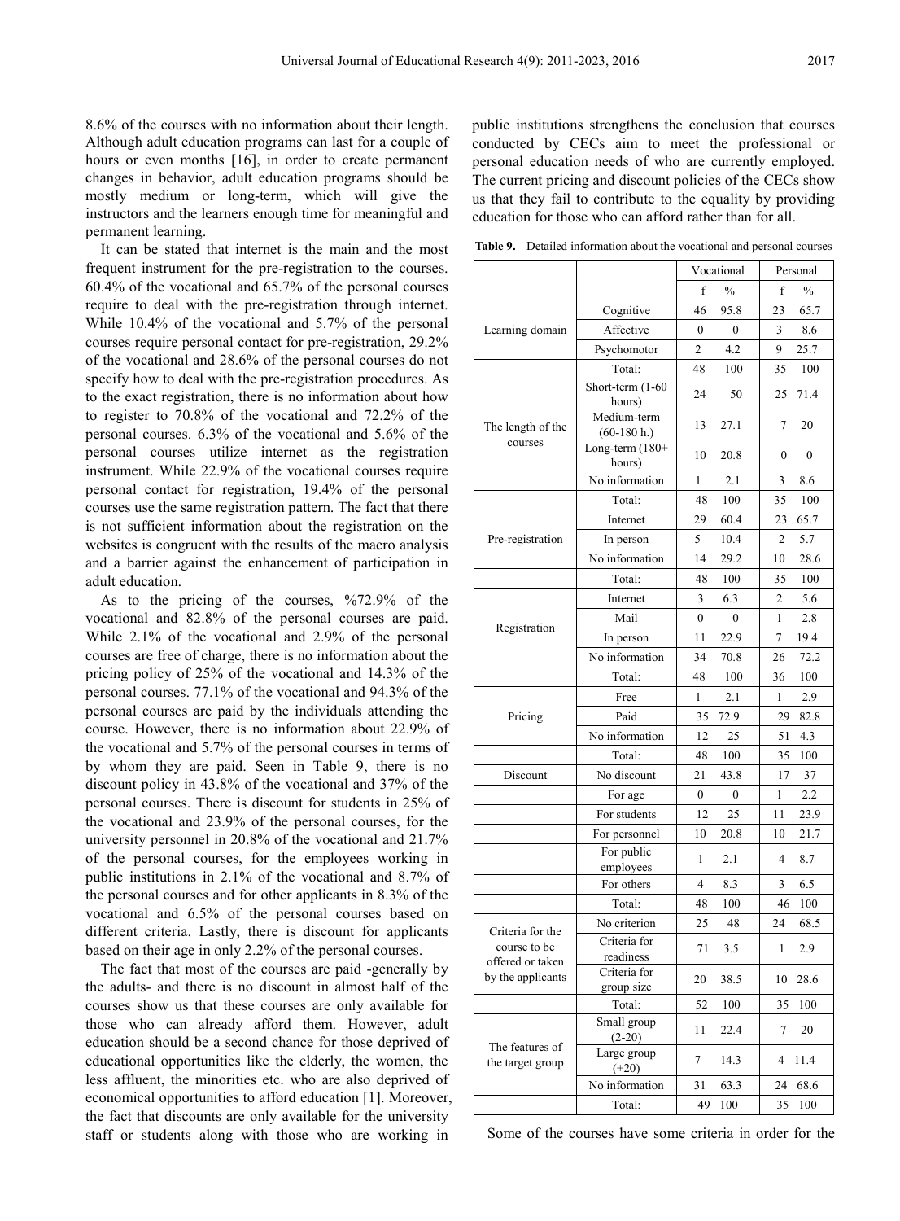8.6% of the courses with no information about their length. Although adult education programs can last for a couple of hours or even months [16], in order to create permanent changes in behavior, adult education programs should be mostly medium or long-term, which will give the instructors and the learners enough time for meaningful and permanent learning.

It can be stated that internet is the main and the most frequent instrument for the pre-registration to the courses. 60.4% of the vocational and 65.7% of the personal courses require to deal with the pre-registration through internet. While 10.4% of the vocational and 5.7% of the personal courses require personal contact for pre-registration, 29.2% of the vocational and 28.6% of the personal courses do not specify how to deal with the pre-registration procedures. As to the exact registration, there is no information about how to register to 70.8% of the vocational and 72.2% of the personal courses. 6.3% of the vocational and 5.6% of the personal courses utilize internet as the registration instrument. While 22.9% of the vocational courses require personal contact for registration, 19.4% of the personal courses use the same registration pattern. The fact that there is not sufficient information about the registration on the websites is congruent with the results of the macro analysis and a barrier against the enhancement of participation in adult education.

As to the pricing of the courses, %72.9% of the vocational and 82.8% of the personal courses are paid. While 2.1% of the vocational and 2.9% of the personal courses are free of charge, there is no information about the pricing policy of 25% of the vocational and 14.3% of the personal courses. 77.1% of the vocational and 94.3% of the personal courses are paid by the individuals attending the course. However, there is no information about 22.9% of the vocational and 5.7% of the personal courses in terms of by whom they are paid. Seen in Table 9, there is no discount policy in 43.8% of the vocational and 37% of the personal courses. There is discount for students in 25% of the vocational and 23.9% of the personal courses, for the university personnel in 20.8% of the vocational and 21.7% of the personal courses, for the employees working in public institutions in 2.1% of the vocational and 8.7% of the personal courses and for other applicants in 8.3% of the vocational and 6.5% of the personal courses based on different criteria. Lastly, there is discount for applicants based on their age in only 2.2% of the personal courses.

The fact that most of the courses are paid -generally by the adults- and there is no discount in almost half of the courses show us that these courses are only available for those who can already afford them. However, adult education should be a second chance for those deprived of educational opportunities like the elderly, the women, the less affluent, the minorities etc. who are also deprived of economical opportunities to afford education [1]. Moreover, the fact that discounts are only available for the university staff or students along with those who are working in public institutions strengthens the conclusion that courses conducted by CECs aim to meet the professional or personal education needs of who are currently employed. The current pricing and discount policies of the CECs show us that they fail to contribute to the equality by providing education for those who can afford rather than for all.

**Table 9.** Detailed information about the vocational and personal courses

| | | Vocational | | Personal | |
|---|---|---|---|---|---|
| | | f | % | f | % |
| Learning domain | Cognitive | 46 | 95.8 | 23 | 65.7 |
| | Affective | 0 | 0 | 3 | 8.6 |
| | Psychomotor | 2 | 4.2 | 9 | 25.7 |
| | Total: | 48 | 100 | 35 | 100 |
| The length of the courses | Short-term (1-60 hours) | 24 | 50 | 25 | 71.4 |
| | Medium-term (60-180 h.) | 13 | 27.1 | 7 | 20 |
| | Long-term (180+ hours) | 10 | 20.8 | 0 | 0 |
| | No information | 1 | 2.1 | 3 | 8.6 |
| | Total: | 48 | 100 | 35 | 100 |
| Pre-registration | Internet | 29 | 60.4 | 23 | 65.7 |
| | In person | 5 | 10.4 | 2 | 5.7 |
| | No information | 14 | 29.2 | 10 | 28.6 |
| | Total: | 48 | 100 | 35 | 100 |
| Registration | Internet | 3 | 6.3 | 2 | 5.6 |
| | Mail | 0 | 0 | 1 | 2.8 |
| | In person | 11 | 22.9 | 7 | 19.4 |
| | No information | 34 | 70.8 | 26 | 72.2 |
| | Total: | 48 | 100 | 36 | 100 |
| Pricing | Free | 1 | 2.1 | 1 | 2.9 |
| | Paid | 35 | 72.9 | 29 | 82.8 |
| | No information | 12 | 25 | 51 | 4.3 |
| | Total: | 48 | 100 | 35 | 100 |
| Discount | No discount | 21 | 43.8 | 17 | 37 |
| | For age | 0 | 0 | 1 | 2.2 |
| | For students | 12 | 25 | 11 | 23.9 |
| | For personnel | 10 | 20.8 | 10 | 21.7 |
| | For public employees | 1 | 2.1 | 4 | 8.7 |
| | For others | 4 | 8.3 | 3 | 6.5 |
| | Total: | 48 | 100 | 46 | 100 |
| Criteria for the course to be offered or taken by the applicants | No criterion | 25 | 48 | 24 | 68.5 |
| | Criteria for readiness | 71 | 3.5 | 1 | 2.9 |
| | Criteria for group size | 20 | 38.5 | 10 | 28.6 |
| | Total: | 52 | 100 | 35 | 100 |
| The features of the target group | Small group (2-20) | 11 | 22.4 | 7 | 20 |
| | Large group (+20) | 7 | 14.3 | 4 | 11.4 |
| | No information | 31 | 63.3 | 24 | 68.6 |
| | Total: | 49 | 100 | 35 | 100 |

Some of the courses have some criteria in order for the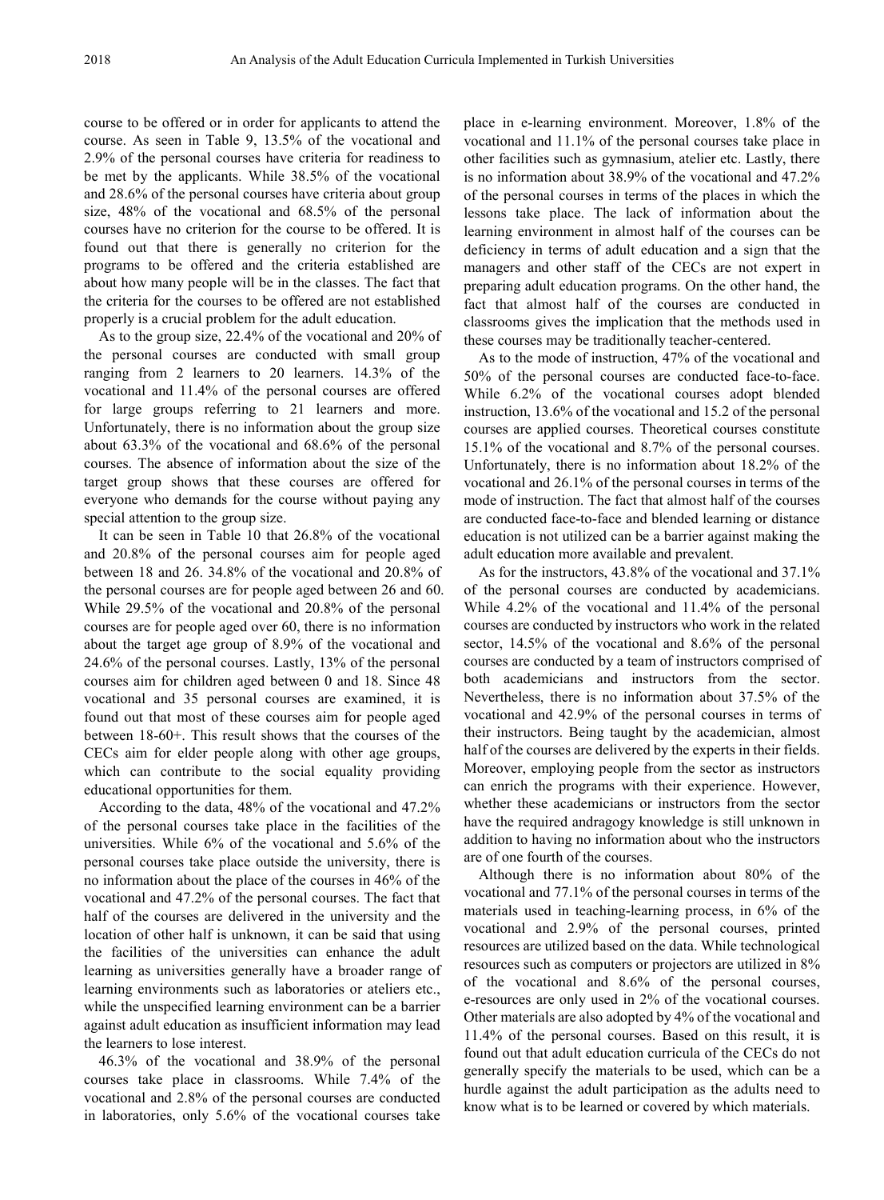course to be offered or in order for applicants to attend the course. As seen in Table 9, 13.5% of the vocational and 2.9% of the personal courses have criteria for readiness to be met by the applicants. While 38.5% of the vocational and 28.6% of the personal courses have criteria about group size, 48% of the vocational and 68.5% of the personal courses have no criterion for the course to be offered. It is found out that there is generally no criterion for the programs to be offered and the criteria established are about how many people will be in the classes. The fact that the criteria for the courses to be offered are not established properly is a crucial problem for the adult education.

As to the group size, 22.4% of the vocational and 20% of the personal courses are conducted with small group ranging from 2 learners to 20 learners. 14.3% of the vocational and 11.4% of the personal courses are offered for large groups referring to 21 learners and more. Unfortunately, there is no information about the group size about 63.3% of the vocational and 68.6% of the personal courses. The absence of information about the size of the target group shows that these courses are offered for everyone who demands for the course without paying any special attention to the group size.

It can be seen in Table 10 that 26.8% of the vocational and 20.8% of the personal courses aim for people aged between 18 and 26. 34.8% of the vocational and 20.8% of the personal courses are for people aged between 26 and 60. While 29.5% of the vocational and 20.8% of the personal courses are for people aged over 60, there is no information about the target age group of 8.9% of the vocational and 24.6% of the personal courses. Lastly, 13% of the personal courses aim for children aged between 0 and 18. Since 48 vocational and 35 personal courses are examined, it is found out that most of these courses aim for people aged between 18-60+. This result shows that the courses of the CECs aim for elder people along with other age groups, which can contribute to the social equality providing educational opportunities for them.

According to the data, 48% of the vocational and 47.2% of the personal courses take place in the facilities of the universities. While 6% of the vocational and 5.6% of the personal courses take place outside the university, there is no information about the place of the courses in 46% of the vocational and 47.2% of the personal courses. The fact that half of the courses are delivered in the university and the location of other half is unknown, it can be said that using the facilities of the universities can enhance the adult learning as universities generally have a broader range of learning environments such as laboratories or ateliers etc., while the unspecified learning environment can be a barrier against adult education as insufficient information may lead the learners to lose interest.

46.3% of the vocational and 38.9% of the personal courses take place in classrooms. While 7.4% of the vocational and 2.8% of the personal courses are conducted in laboratories, only 5.6% of the vocational courses take place in e-learning environment. Moreover, 1.8% of the vocational and 11.1% of the personal courses take place in other facilities such as gymnasium, atelier etc. Lastly, there is no information about 38.9% of the vocational and 47.2% of the personal courses in terms of the places in which the lessons take place. The lack of information about the learning environment in almost half of the courses can be deficiency in terms of adult education and a sign that the managers and other staff of the CECs are not expert in preparing adult education programs. On the other hand, the fact that almost half of the courses are conducted in classrooms gives the implication that the methods used in these courses may be traditionally teacher-centered.

As to the mode of instruction, 47% of the vocational and 50% of the personal courses are conducted face-to-face. While 6.2% of the vocational courses adopt blended instruction, 13.6% of the vocational and 15.2 of the personal courses are applied courses. Theoretical courses constitute 15.1% of the vocational and 8.7% of the personal courses. Unfortunately, there is no information about 18.2% of the vocational and 26.1% of the personal courses in terms of the mode of instruction. The fact that almost half of the courses are conducted face-to-face and blended learning or distance education is not utilized can be a barrier against making the adult education more available and prevalent.

As for the instructors, 43.8% of the vocational and 37.1% of the personal courses are conducted by academicians. While 4.2% of the vocational and 11.4% of the personal courses are conducted by instructors who work in the related sector, 14.5% of the vocational and 8.6% of the personal courses are conducted by a team of instructors comprised of both academicians and instructors from the sector. Nevertheless, there is no information about 37.5% of the vocational and 42.9% of the personal courses in terms of their instructors. Being taught by the academician, almost half of the courses are delivered by the experts in their fields. Moreover, employing people from the sector as instructors can enrich the programs with their experience. However, whether these academicians or instructors from the sector have the required andragogy knowledge is still unknown in addition to having no information about who the instructors are of one fourth of the courses.

Although there is no information about 80% of the vocational and 77.1% of the personal courses in terms of the materials used in teaching-learning process, in 6% of the vocational and 2.9% of the personal courses, printed resources are utilized based on the data. While technological resources such as computers or projectors are utilized in 8% of the vocational and 8.6% of the personal courses, e-resources are only used in 2% of the vocational courses. Other materials are also adopted by 4% of the vocational and 11.4% of the personal courses. Based on this result, it is found out that adult education curricula of the CECs do not generally specify the materials to be used, which can be a hurdle against the adult participation as the adults need to know what is to be learned or covered by which materials.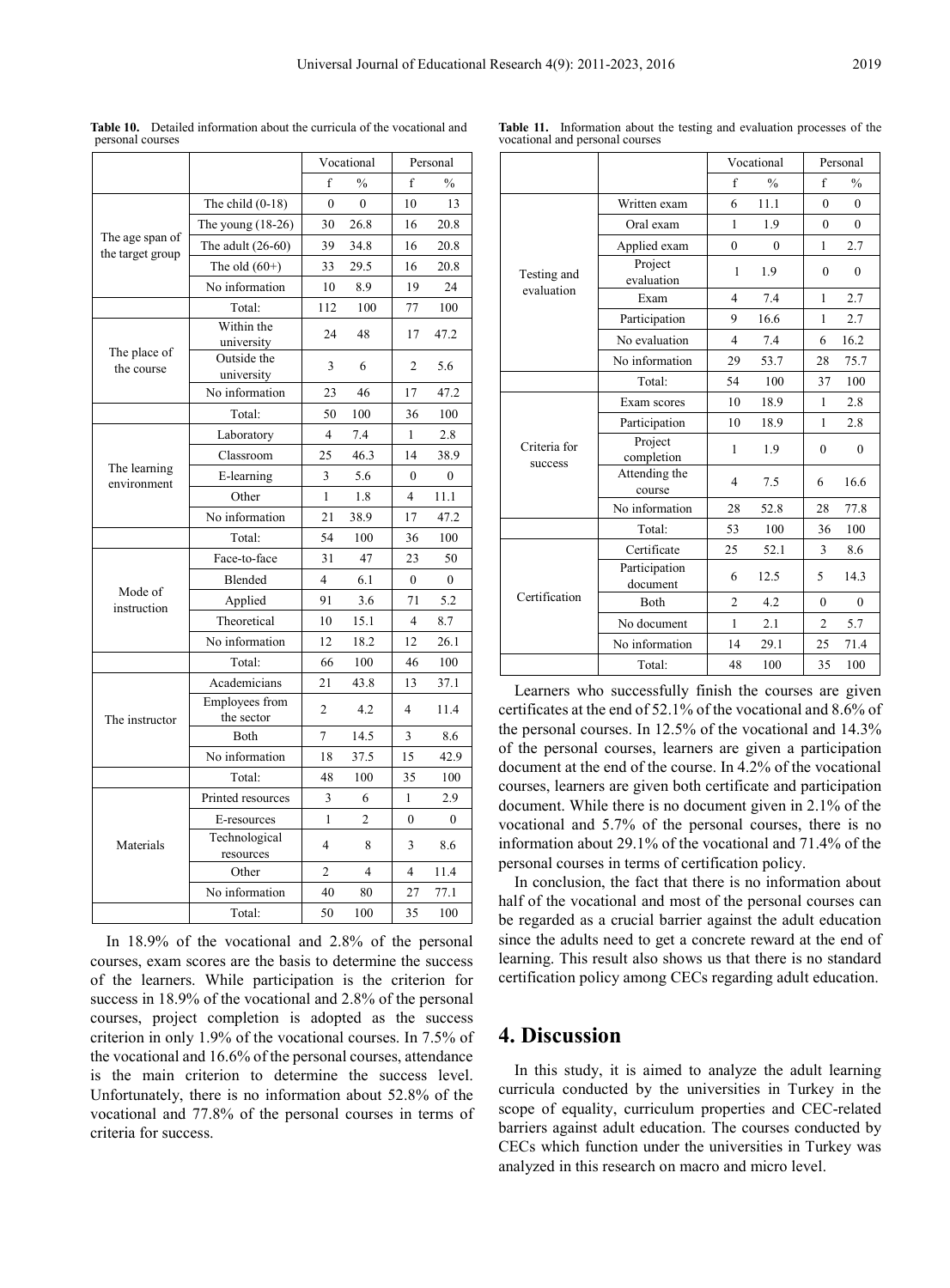**Table 10.** Detailed information about the curricula of the vocational and personal courses

| | | Vocational | | Personal | |
|---|---|---|---|---|---|
| | | f | % | f | % |
| The age span of the target group | The child (0-18) | 0 | 0 | 10 | 13 |
| | The young (18-26) | 30 | 26.8 | 16 | 20.8 |
| | The adult (26-60) | 39 | 34.8 | 16 | 20.8 |
| | The old (60+) | 33 | 29.5 | 16 | 20.8 |
| | No information | 10 | 8.9 | 19 | 24 |
| | Total: | 112 | 100 | 77 | 100 |
| The place of the course | Within the university | 24 | 48 | 17 | 47.2 |
| | Outside the university | 3 | 6 | 2 | 5.6 |
| | No information | 23 | 46 | 17 | 47.2 |
| | Total: | 50 | 100 | 36 | 100 |
| The learning environment | Laboratory | 4 | 7.4 | 1 | 2.8 |
| | Classroom | 25 | 46.3 | 14 | 38.9 |
| | E-learning | 3 | 5.6 | 0 | 0 |
| | Other | 1 | 1.8 | 4 | 11.1 |
| | No information | 21 | 38.9 | 17 | 47.2 |
| | Total: | 54 | 100 | 36 | 100 |
| Mode of instruction | Face-to-face | 31 | 47 | 23 | 50 |
| | Blended | 4 | 6.1 | 0 | 0 |
| | Applied | 91 | 3.6 | 71 | 5.2 |
| | Theoretical | 10 | 15.1 | 4 | 8.7 |
| | No information | 12 | 18.2 | 12 | 26.1 |
| | Total: | 66 | 100 | 46 | 100 |
| The instructor | Academicians | 21 | 43.8 | 13 | 37.1 |
| | Employees from the sector | 2 | 4.2 | 4 | 11.4 |
| | Both | 7 | 14.5 | 3 | 8.6 |
| | No information | 18 | 37.5 | 15 | 42.9 |
| | Total: | 48 | 100 | 35 | 100 |
| Materials | Printed resources | 3 | 6 | 1 | 2.9 |
| | E-resources | 1 | 2 | 0 | 0 |
| | Technological resources | 4 | 8 | 3 | 8.6 |
| | Other | 2 | 4 | 4 | 11.4 |
| | No information | 40 | 80 | 27 | 77.1 |
| | Total: | 50 | 100 | 35 | 100 |

In 18.9% of the vocational and 2.8% of the personal courses, exam scores are the basis to determine the success of the learners. While participation is the criterion for success in 18.9% of the vocational and 2.8% of the personal courses, project completion is adopted as the success criterion in only 1.9% of the vocational courses. In 7.5% of the vocational and 16.6% of the personal courses, attendance is the main criterion to determine the success level. Unfortunately, there is no information about 52.8% of the vocational and 77.8% of the personal courses in terms of criteria for success.

**Table 11.** Information about the testing and evaluation processes of the vocational and personal courses

| | | Vocational | | Personal | |
|---|---|---|---|---|---|
| | | f | % | f | % |
| Testing and evaluation | Written exam | 6 | 11.1 | 0 | 0 |
| | Oral exam | 1 | 1.9 | 0 | 0 |
| | Applied exam | 0 | 0 | 1 | 2.7 |
| | Project evaluation | 1 | 1.9 | 0 | 0 |
| | Exam | 4 | 7.4 | 1 | 2.7 |
| | Participation | 9 | 16.6 | 1 | 2.7 |
| | No evaluation | 4 | 7.4 | 6 | 16.2 |
| | No information | 29 | 53.7 | 28 | 75.7 |
| | Total: | 54 | 100 | 37 | 100 |
| Criteria for success | Exam scores | 10 | 18.9 | 1 | 2.8 |
| | Participation | 10 | 18.9 | 1 | 2.8 |
| | Project completion | 1 | 1.9 | 0 | 0 |
| | Attending the course | 4 | 7.5 | 6 | 16.6 |
| | No information | 28 | 52.8 | 28 | 77.8 |
| | Total: | 53 | 100 | 36 | 100 |
| Certification | Certificate | 25 | 52.1 | 3 | 8.6 |
| | Participation document | 6 | 12.5 | 5 | 14.3 |
| | Both | 2 | 4.2 | 0 | 0 |
| | No document | 1 | 2.1 | 2 | 5.7 |
| | No information | 14 | 29.1 | 25 | 71.4 |
| | Total: | 48 | 100 | 35 | 100 |

Learners who successfully finish the courses are given certificates at the end of 52.1% of the vocational and 8.6% of the personal courses. In 12.5% of the vocational and 14.3% of the personal courses, learners are given a participation document at the end of the course. In 4.2% of the vocational courses, learners are given both certificate and participation document. While there is no document given in 2.1% of the vocational and 5.7% of the personal courses, there is no information about 29.1% of the vocational and 71.4% of the personal courses in terms of certification policy.

In conclusion, the fact that there is no information about half of the vocational and most of the personal courses can be regarded as a crucial barrier against the adult education since the adults need to get a concrete reward at the end of learning. This result also shows us that there is no standard certification policy among CECs regarding adult education.

# 4. Discussion

In this study, it is aimed to analyze the adult learning curricula conducted by the universities in Turkey in the scope of equality, curriculum properties and CEC-related barriers against adult education. The courses conducted by CECs which function under the universities in Turkey was analyzed in this research on macro and micro level.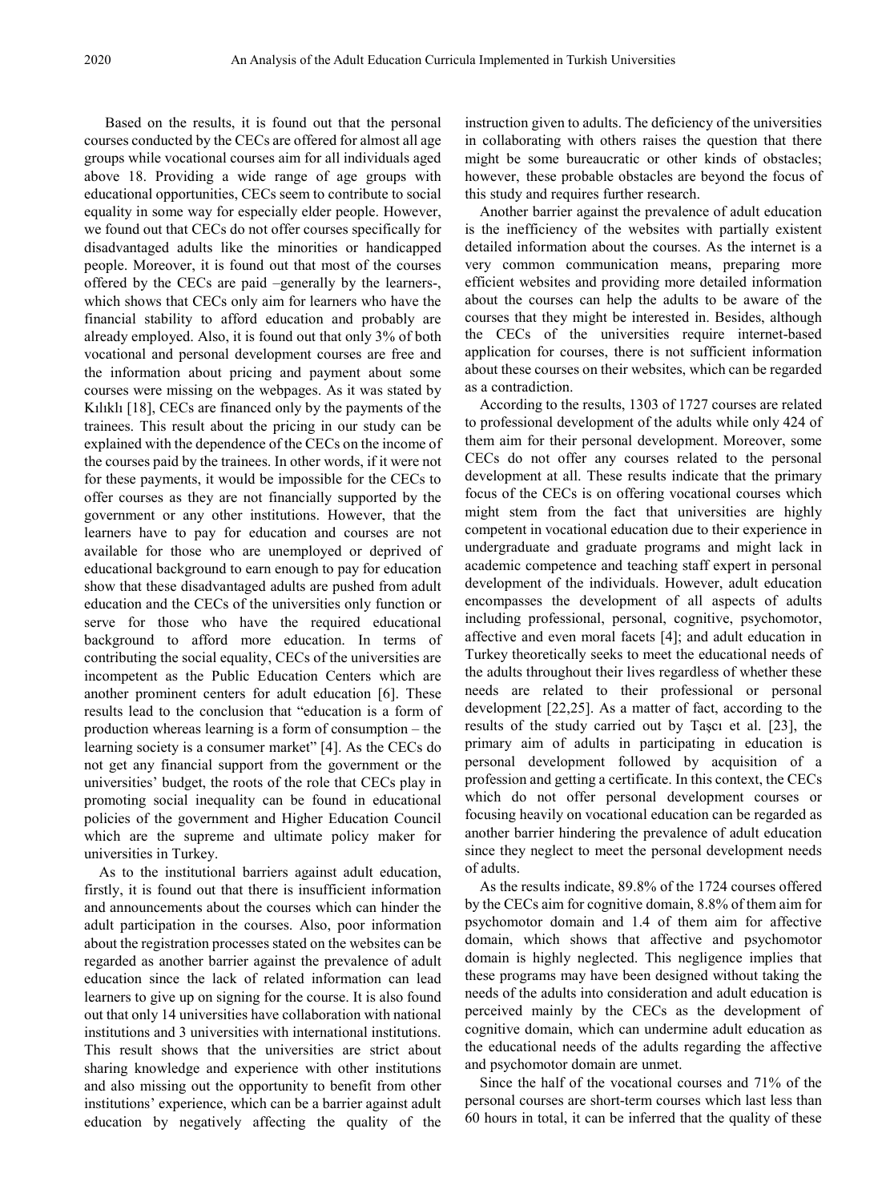Based on the results, it is found out that the personal courses conducted by the CECs are offered for almost all age groups while vocational courses aim for all individuals aged above 18. Providing a wide range of age groups with educational opportunities, CECs seem to contribute to social equality in some way for especially elder people. However, we found out that CECs do not offer courses specifically for disadvantaged adults like the minorities or handicapped people. Moreover, it is found out that most of the courses offered by the CECs are paid –generally by the learners-, which shows that CECs only aim for learners who have the financial stability to afford education and probably are already employed. Also, it is found out that only 3% of both vocational and personal development courses are free and the information about pricing and payment about some courses were missing on the webpages. As it was stated by Kılıklı [18], CECs are financed only by the payments of the trainees. This result about the pricing in our study can be explained with the dependence of the CECs on the income of the courses paid by the trainees. In other words, if it were not for these payments, it would be impossible for the CECs to offer courses as they are not financially supported by the government or any other institutions. However, that the learners have to pay for education and courses are not available for those who are unemployed or deprived of educational background to earn enough to pay for education show that these disadvantaged adults are pushed from adult education and the CECs of the universities only function or serve for those who have the required educational background to afford more education. In terms of contributing the social equality, CECs of the universities are incompetent as the Public Education Centers which are another prominent centers for adult education [6]. These results lead to the conclusion that "education is a form of production whereas learning is a form of consumption – the learning society is a consumer market" [4]. As the CECs do not get any financial support from the government or the universities' budget, the roots of the role that CECs play in promoting social inequality can be found in educational policies of the government and Higher Education Council which are the supreme and ultimate policy maker for universities in Turkey.

As to the institutional barriers against adult education, firstly, it is found out that there is insufficient information and announcements about the courses which can hinder the adult participation in the courses. Also, poor information about the registration processes stated on the websites can be regarded as another barrier against the prevalence of adult education since the lack of related information can lead learners to give up on signing for the course. It is also found out that only 14 universities have collaboration with national institutions and 3 universities with international institutions. This result shows that the universities are strict about sharing knowledge and experience with other institutions and also missing out the opportunity to benefit from other institutions' experience, which can be a barrier against adult education by negatively affecting the quality of the instruction given to adults. The deficiency of the universities in collaborating with others raises the question that there might be some bureaucratic or other kinds of obstacles; however, these probable obstacles are beyond the focus of this study and requires further research.

Another barrier against the prevalence of adult education is the inefficiency of the websites with partially existent detailed information about the courses. As the internet is a very common communication means, preparing more efficient websites and providing more detailed information about the courses can help the adults to be aware of the courses that they might be interested in. Besides, although the CECs of the universities require internet-based application for courses, there is not sufficient information about these courses on their websites, which can be regarded as a contradiction.

According to the results, 1303 of 1727 courses are related to professional development of the adults while only 424 of them aim for their personal development. Moreover, some CECs do not offer any courses related to the personal development at all. These results indicate that the primary focus of the CECs is on offering vocational courses which might stem from the fact that universities are highly competent in vocational education due to their experience in undergraduate and graduate programs and might lack in academic competence and teaching staff expert in personal development of the individuals. However, adult education encompasses the development of all aspects of adults including professional, personal, cognitive, psychomotor, affective and even moral facets [4]; and adult education in Turkey theoretically seeks to meet the educational needs of the adults throughout their lives regardless of whether these needs are related to their professional or personal development [22,25]. As a matter of fact, according to the results of the study carried out by Taşcı et al. [23], the primary aim of adults in participating in education is personal development followed by acquisition of a profession and getting a certificate. In this context, the CECs which do not offer personal development courses or focusing heavily on vocational education can be regarded as another barrier hindering the prevalence of adult education since they neglect to meet the personal development needs of adults.

As the results indicate, 89.8% of the 1724 courses offered by the CECs aim for cognitive domain, 8.8% of them aim for psychomotor domain and 1.4 of them aim for affective domain, which shows that affective and psychomotor domain is highly neglected. This negligence implies that these programs may have been designed without taking the needs of the adults into consideration and adult education is perceived mainly by the CECs as the development of cognitive domain, which can undermine adult education as the educational needs of the adults regarding the affective and psychomotor domain are unmet.

Since the half of the vocational courses and 71% of the personal courses are short-term courses which last less than 60 hours in total, it can be inferred that the quality of these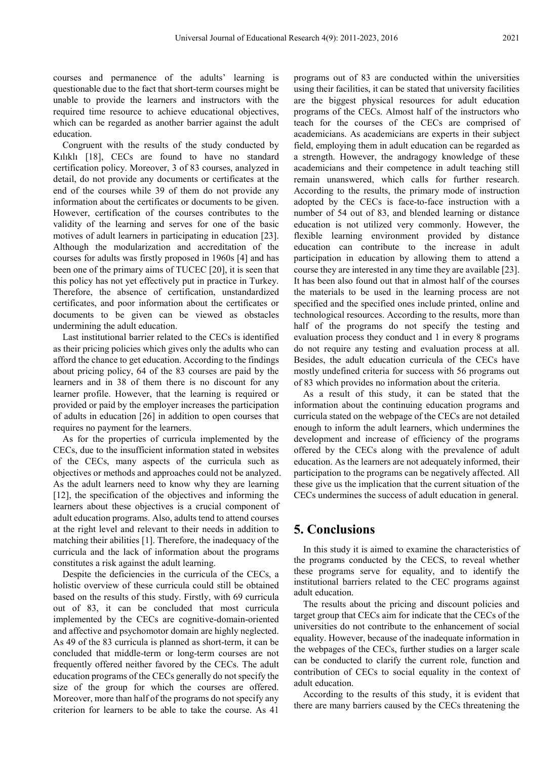courses and permanence of the adults' learning is questionable due to the fact that short-term courses might be unable to provide the learners and instructors with the required time resource to achieve educational objectives, which can be regarded as another barrier against the adult education.

Congruent with the results of the study conducted by Kılıklı [18], CECs are found to have no standard certification policy. Moreover, 3 of 83 courses, analyzed in detail, do not provide any documents or certificates at the end of the courses while 39 of them do not provide any information about the certificates or documents to be given. However, certification of the courses contributes to the validity of the learning and serves for one of the basic motives of adult learners in participating in education [23]. Although the modularization and accreditation of the courses for adults was firstly proposed in 1960s [4] and has been one of the primary aims of TUCEC [20], it is seen that this policy has not yet effectively put in practice in Turkey. Therefore, the absence of certification, unstandardized certificates, and poor information about the certificates or documents to be given can be viewed as obstacles undermining the adult education.

Last institutional barrier related to the CECs is identified as their pricing policies which gives only the adults who can afford the chance to get education. According to the findings about pricing policy, 64 of the 83 courses are paid by the learners and in 38 of them there is no discount for any learner profile. However, that the learning is required or provided or paid by the employer increases the participation of adults in education [26] in addition to open courses that requires no payment for the learners.

As for the properties of curricula implemented by the CECs, due to the insufficient information stated in websites of the CECs, many aspects of the curricula such as objectives or methods and approaches could not be analyzed. As the adult learners need to know why they are learning [12], the specification of the objectives and informing the learners about these objectives is a crucial component of adult education programs. Also, adults tend to attend courses at the right level and relevant to their needs in addition to matching their abilities [1]. Therefore, the inadequacy of the curricula and the lack of information about the programs constitutes a risk against the adult learning.

Despite the deficiencies in the curricula of the CECs, a holistic overview of these curricula could still be obtained based on the results of this study. Firstly, with 69 curricula out of 83, it can be concluded that most curricula implemented by the CECs are cognitive-domain-oriented and affective and psychomotor domain are highly neglected. As 49 of the 83 curricula is planned as short-term, it can be concluded that middle-term or long-term courses are not frequently offered neither favored by the CECs. The adult education programs of the CECs generally do not specify the size of the group for which the courses are offered. Moreover, more than half of the programs do not specify any criterion for learners to be able to take the course. As 41 programs out of 83 are conducted within the universities using their facilities, it can be stated that university facilities are the biggest physical resources for adult education programs of the CECs. Almost half of the instructors who teach for the courses of the CECs are comprised of academicians. As academicians are experts in their subject field, employing them in adult education can be regarded as a strength. However, the andragogy knowledge of these academicians and their competence in adult teaching still remain unanswered, which calls for further research. According to the results, the primary mode of instruction adopted by the CECs is face-to-face instruction with a number of 54 out of 83, and blended learning or distance education is not utilized very commonly. However, the flexible learning environment provided by distance education can contribute to the increase in adult participation in education by allowing them to attend a course they are interested in any time they are available [23]. It has been also found out that in almost half of the courses the materials to be used in the learning process are not specified and the specified ones include printed, online and technological resources. According to the results, more than half of the programs do not specify the testing and evaluation process they conduct and 1 in every 8 programs do not require any testing and evaluation process at all. Besides, the adult education curricula of the CECs have mostly undefined criteria for success with 56 programs out of 83 which provides no information about the criteria.

As a result of this study, it can be stated that the information about the continuing education programs and curricula stated on the webpage of the CECs are not detailed enough to inform the adult learners, which undermines the development and increase of efficiency of the programs offered by the CECs along with the prevalence of adult education. As the learners are not adequately informed, their participation to the programs can be negatively affected. All these give us the implication that the current situation of the CECs undermines the success of adult education in general.

## 5. Conclusions

In this study it is aimed to examine the characteristics of the programs conducted by the CECS, to reveal whether these programs serve for equality, and to identify the institutional barriers related to the CEC programs against adult education.

The results about the pricing and discount policies and target group that CECs aim for indicate that the CECs of the universities do not contribute to the enhancement of social equality. However, because of the inadequate information in the webpages of the CECs, further studies on a larger scale can be conducted to clarify the current role, function and contribution of CECs to social equality in the context of adult education.

According to the results of this study, it is evident that there are many barriers caused by the CECs threatening the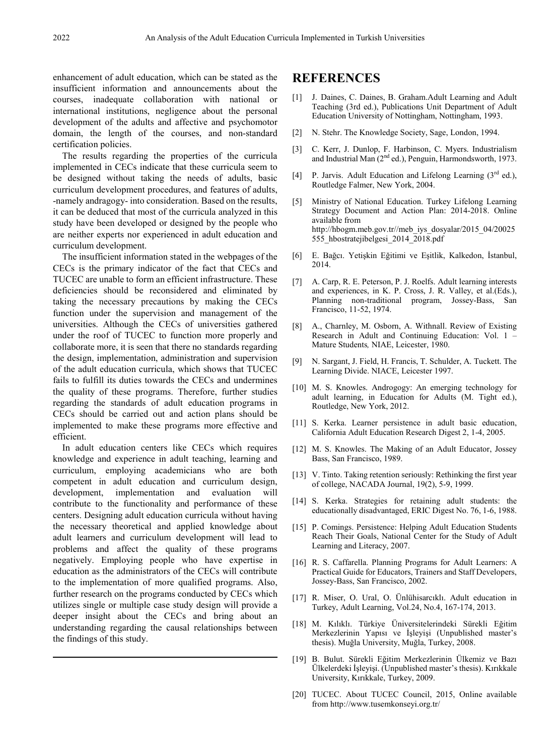enhancement of adult education, which can be stated as the insufficient information and announcements about the courses, inadequate collaboration with national or international institutions, negligence about the personal development of the adults and affective and psychomotor domain, the length of the courses, and non-standard certification policies.

The results regarding the properties of the curricula implemented in CECs indicate that these curricula seem to be designed without taking the needs of adults, basic curriculum development procedures, and features of adults, -namely andragogy- into consideration. Based on the results, it can be deduced that most of the curricula analyzed in this study have been developed or designed by the people who are neither experts nor experienced in adult education and curriculum development.

The insufficient information stated in the webpages of the CECs is the primary indicator of the fact that CECs and TUCEC are unable to form an efficient infrastructure. These deficiencies should be reconsidered and eliminated by taking the necessary precautions by making the CECs function under the supervision and management of the universities. Although the CECs of universities gathered under the roof of TUCEC to function more properly and collaborate more, it is seen that there no standards regarding the design, implementation, administration and supervision of the adult education curricula, which shows that TUCEC fails to fulfill its duties towards the CECs and undermines the quality of these programs. Therefore, further studies regarding the standards of adult education programs in CECs should be carried out and action plans should be implemented to make these programs more effective and efficient.

In adult education centers like CECs which requires knowledge and experience in adult teaching, learning and curriculum, employing academicians who are both competent in adult education and curriculum design, development, implementation and evaluation will contribute to the functionality and performance of these centers. Designing adult education curricula without having the necessary theoretical and applied knowledge about adult learners and curriculum development will lead to problems and affect the quality of these programs negatively. Employing people who have expertise in education as the administrators of the CECs will contribute to the implementation of more qualified programs. Also, further research on the programs conducted by CECs which utilizes single or multiple case study design will provide a deeper insight about the CECs and bring about an understanding regarding the causal relationships between the findings of this study.

# REFERENCES

[1] J. Daines, C. Daines, B. Graham.Adult Learning and Adult Teaching (3rd ed.), Publications Unit Department of Adult Education University of Nottingham, Nottingham, 1993.

[2] N. Stehr. The Knowledge Society, Sage, London, 1994.

[3] C. Kerr, J. Dunlop, F. Harbinson, C. Myers. Industrialism and Industrial Man (2nd ed.), Penguin, Harmondsworth, 1973.

[4] P. Jarvis. Adult Education and Lifelong Learning (3rd ed.), Routledge Falmer, New York, 2004.

[5] Ministry of National Education. Turkey Lifelong Learning Strategy Document and Action Plan: 2014-2018. Online available from http://hbogm.meb.gov.tr//meb_iys_dosyalar/2015_04/20025555_hbostratejibelgesi_2014_2018.pdf

[6] E. Bağcı. Yetişkin Eğitimi ve Eşitlik, Kalkedon, İstanbul, 2014.

[7] A. Carp, R. E. Peterson, P. J. Roelfs. Adult learning interests and experiences, in K. P. Cross, J. R. Valley, et al.(Eds.), Planning non-traditional program, Jossey-Bass, San Francisco, 11-52, 1974.

[8] A., Charnley, M. Osborn, A. Withnall. Review of Existing Research in Adult and Continuing Education: Vol. 1 – Mature Students*,* NIAE, Leicester, 1980.

[9] N. Sargant, J. Field, H. Francis, T. Schulder, A. Tuckett. The Learning Divide. NIACE, Leicester 1997.

[10] M. S. Knowles. Androgogy: An emerging technology for adult learning, in Education for Adults (M. Tight ed.), Routledge, New York, 2012.

[11] S. Kerka. Learner persistence in adult basic education, California Adult Education Research Digest 2, 1-4, 2005.

[12] M. S. Knowles. The Making of an Adult Educator, Jossey Bass, San Francisco, 1989.

[13] V. Tinto. Taking retention seriously: Rethinking the first year of college, NACADA Journal, 19(2), 5-9, 1999.

[14] S. Kerka. Strategies for retaining adult students: the educationally disadvantaged, ERIC Digest No. 76, 1-6, 1988.

[15] P. Comings. Persistence: Helping Adult Education Students Reach Their Goals, National Center for the Study of Adult Learning and Literacy, 2007.

[16] R. S. Caffarella. Planning Programs for Adult Learners: A Practical Guide for Educators, Trainers and Staff Developers, Jossey-Bass, San Francisco, 2002.

[17] R. Miser, O. Ural, O. Ünlühisarcıklı. Adult education in Turkey, Adult Learning, Vol.24, No.4, 167-174, 2013.

[18] M. Kılıklı. Türkiye Üniversitelerindeki Sürekli Eğitim Merkezlerinin Yapısı ve İşleyişi (Unpublished master's thesis). Muğla University, Muğla, Turkey, 2008.

[19] B. Bulut. Sürekli Eğitim Merkezlerinin Ülkemiz ve Bazı Ülkelerdeki İşleyişi. (Unpublished master's thesis). Kırıkkale University, Kırıkkale, Turkey, 2009.

[20] TUCEC. About TUCEC Council, 2015, Online available from http://www.tusemkonseyi.org.tr/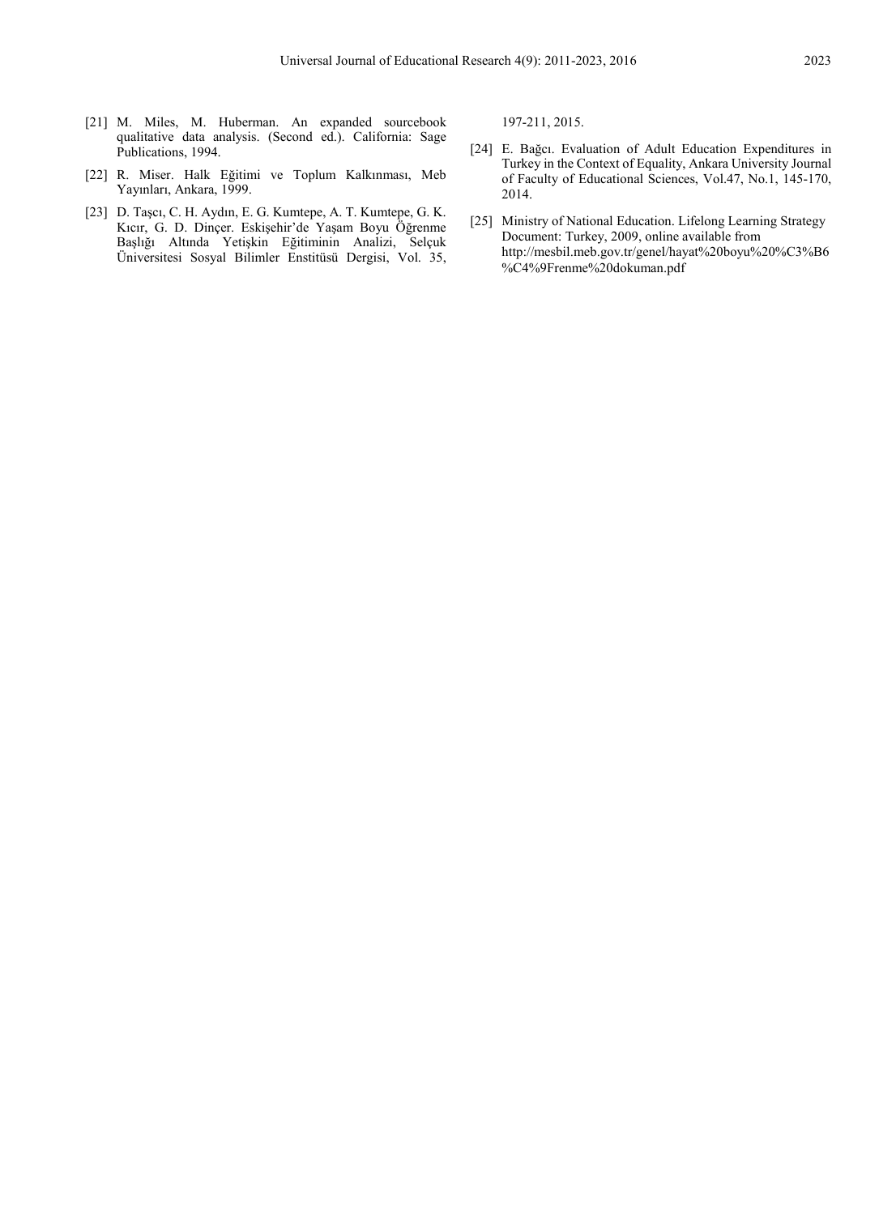[21] M. Miles, M. Huberman. An expanded sourcebook qualitative data analysis. (Second ed.). California: Sage Publications, 1994.

[22] R. Miser. Halk Eğitimi ve Toplum Kalkınması, Meb Yayınları, Ankara, 1999.

[23] D. Taşcı, C. H. Aydın, E. G. Kumtepe, A. T. Kumtepe, G. K. Kıcır, G. D. Dinçer. Eskişehir'de Yaşam Boyu Öğrenme Başlığı Altında Yetişkin Eğitiminin Analizi, Selçuk Üniversitesi Sosyal Bilimler Enstitüsü Dergisi, Vol. 35, 197-211, 2015.

[24] E. Bağcı. Evaluation of Adult Education Expenditures in Turkey in the Context of Equality, Ankara University Journal of Faculty of Educational Sciences, Vol.47, No.1, 145-170, 2014.

[25] Ministry of National Education. Lifelong Learning Strategy Document: Turkey, 2009, online available from http://mesbil.meb.gov.tr/genel/hayat%20boyu%20%C3%B6%C4%9Frenme%20dokuman.pdf